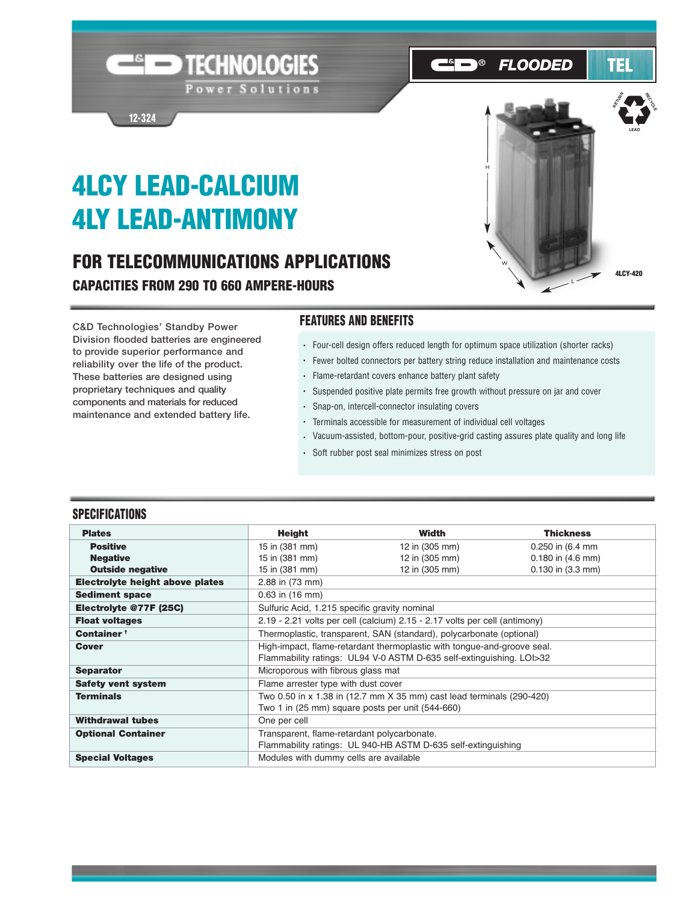C&D TECHNOLOGIES Power Solutions

12-324

C&D® FLOODED TEL

# 4LCY LEAD-CALCIUM
# 4LY LEAD-ANTIMONY

## FOR TELECOMMUNICATIONS APPLICATIONS

### CAPACITIES FROM 290 TO 660 AMPERE-HOURS

4LCY-420

C&D Technologies' Standby Power Division flooded batteries are engineered to provide superior performance and reliability over the life of the product. These batteries are designed using proprietary techniques and quality components and materials for reduced maintenance and extended battery life.

## FEATURES AND BENEFITS

- Four-cell design offers reduced length for optimum space utilization (shorter racks)
- Fewer bolted connectors per battery string reduce installation and maintenance costs
- Flame-retardant covers enhance battery plant safety
- Suspended positive plate permits free growth without pressure on jar and cover
- Snap-on, intercell-connector insulating covers
- Terminals accessible for measurement of individual cell voltages
- Vacuum-assisted, bottom-pour, positive-grid casting assures plate quality and long life
- Soft rubber post seal minimizes stress on post

## SPECIFICATIONS

| Plates | Height | Width | Thickness |
|---|---|---|---|
| **Positive** | 15 in (381 mm) | 12 in (305 mm) | 0.250 in (6.4 mm |
| **Negative** | 15 in (381 mm) | 12 in (305 mm) | 0.180 in (4.6 mm) |
| **Outside negative** | 15 in (381 mm) | 12 in (305 mm) | 0.130 in (3.3 mm) |
| **Electrolyte height above plates** | 2.88 in (73 mm) | | |
| **Sediment space** | 0.63 in (16 mm) | | |
| **Electrolyte @77F (25C)** | Sulfuric Acid, 1.215 specific gravity nominal | | |
| **Float voltages** | 2.19 - 2.21 volts per cell (calcium) 2.15 - 2.17 volts per cell (antimony) | | |
| **Container** † | Thermoplastic, transparent, SAN (standard), polycarbonate (optional) | | |
| **Cover** | High-impact, flame-retardant thermoplastic with tongue-and-groove seal. Flammability ratings: UL94 V-0 ASTM D-635 self-extinguishing. LOI>32 | | |
| **Separator** | Microporous with fibrous glass mat | | |
| **Safety vent system** | Flame arrester type with dust cover | | |
| **Terminals** | Two 0.50 in x 1.38 in (12.7 mm X 35 mm) cast lead terminals (290-420) Two 1 in (25 mm) square posts per unit (544-660) | | |
| **Withdrawal tubes** | One per cell | | |
| **Optional Container** | Transparent, flame-retardant polycarbonate. Flammability ratings: UL 940-HB ASTM D-635 self-extinguishing | | |
| **Special Voltages** | Modules with dummy cells are available | | |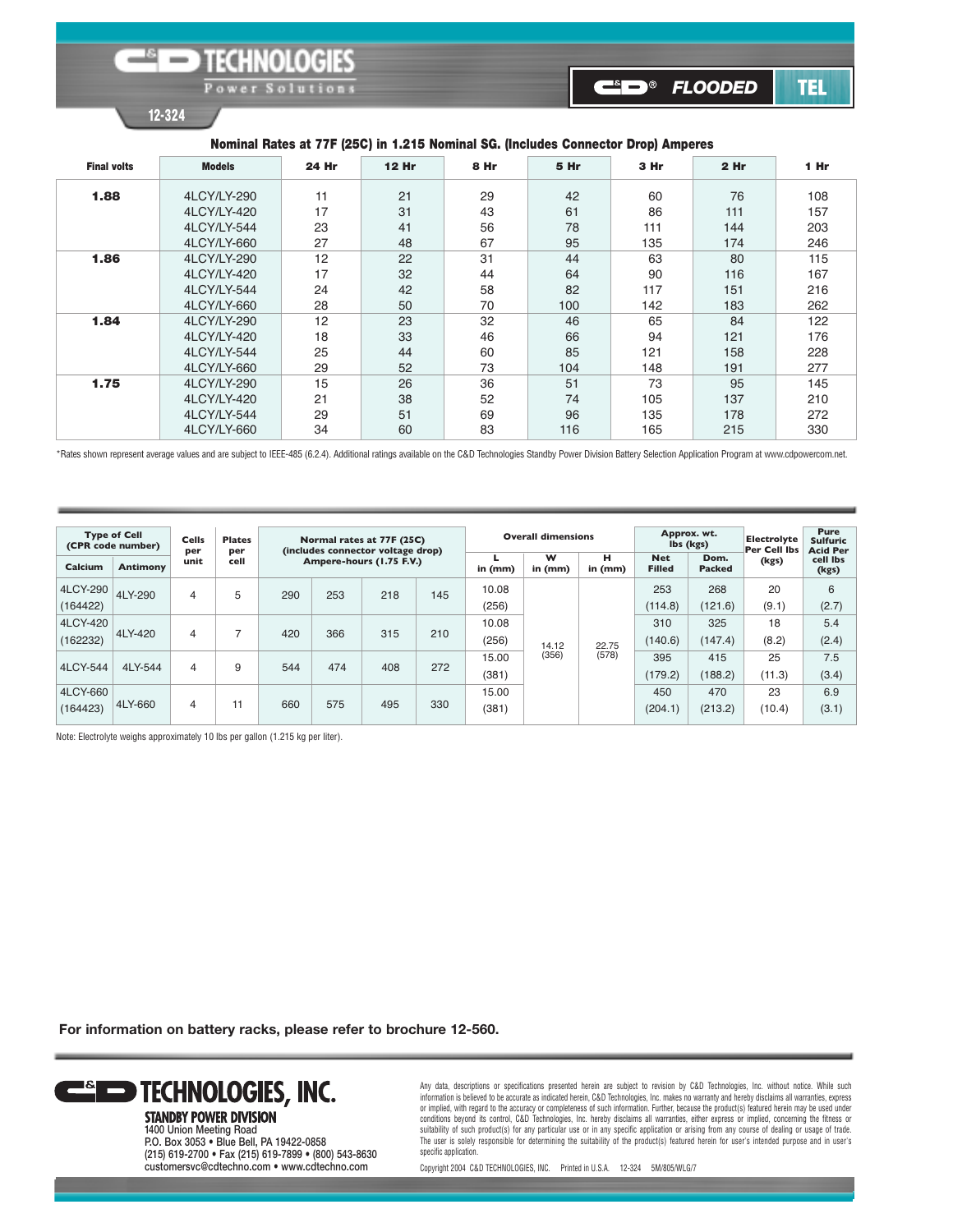## Nominal Rates at 77F (25C) in 1.215 Nominal SG. (Includes Connector Drop) Amperes

| Final volts | Models | 24 Hr | 12 Hr | 8 Hr | 5 Hr | 3 Hr | 2 Hr | 1 Hr |
|---|---|---|---|---|---|---|---|---|
| **1.88** | 4LCY/LY-290 | 11 | 21 | 29 | 42 | 60 | 76 | 108 |
| | 4LCY/LY-420 | 17 | 31 | 43 | 61 | 86 | 111 | 157 |
| | 4LCY/LY-544 | 23 | 41 | 56 | 78 | 111 | 144 | 203 |
| | 4LCY/LY-660 | 27 | 48 | 67 | 95 | 135 | 174 | 246 |
| **1.86** | 4LCY/LY-290 | 12 | 22 | 31 | 44 | 63 | 80 | 115 |
| | 4LCY/LY-420 | 17 | 32 | 44 | 64 | 90 | 116 | 167 |
| | 4LCY/LY-544 | 24 | 42 | 58 | 82 | 117 | 151 | 216 |
| | 4LCY/LY-660 | 28 | 50 | 70 | 100 | 142 | 183 | 262 |
| **1.84** | 4LCY/LY-290 | 12 | 23 | 32 | 46 | 65 | 84 | 122 |
| | 4LCY/LY-420 | 18 | 33 | 46 | 66 | 94 | 121 | 176 |
| | 4LCY/LY-544 | 25 | 44 | 60 | 85 | 121 | 158 | 228 |
| | 4LCY/LY-660 | 29 | 52 | 73 | 104 | 148 | 191 | 277 |
| **1.75** | 4LCY/LY-290 | 15 | 26 | 36 | 51 | 73 | 95 | 145 |
| | 4LCY/LY-420 | 21 | 38 | 52 | 74 | 105 | 137 | 210 |
| | 4LCY/LY-544 | 29 | 51 | 69 | 96 | 135 | 178 | 272 |
| | 4LCY/LY-660 | 34 | 60 | 83 | 116 | 165 | 215 | 330 |

*Rates shown represent average values and are subject to IEEE-485 (6.2.4). Additional ratings available on the C&D Technologies Standby Power Division Battery Selection Application Program at www.cdpowercom.net.

| Type of Cell (CPR code number) | | Cells per unit | Plates per cell | Normal rates at 77F (25C) (includes connector voltage drop) Ampere-hours (1.75 F.V.) | | | | Overall dimensions | | | Approx. wt. lbs (kgs) | | Electrolyte Per Cell lbs (kgs) | Pure Sulfuric Acid Per cell lbs (kgs) |
|---|---|---|---|---|---|---|---|---|---|---|---|---|---|---|
| Calcium | Antimony | | | | | | | L in (mm) | W in (mm) | H in (mm) | Net Filled | Dom. Packed | | |
| 4LCY-290 (164422) | 4LY-290 | 4 | 5 | 290 | 253 | 218 | 145 | 10.08 (256) | 14.12 (356) | 22.75 (578) | 253 (114.8) | 268 (121.6) | 20 (9.1) | 6 (2.7) |
| 4LCY-420 (162232) | 4LY-420 | 4 | 7 | 420 | 366 | 315 | 210 | 10.08 (256) | 14.12 (356) | 22.75 (578) | 310 (140.6) | 325 (147.4) | 18 (8.2) | 5.4 (2.4) |
| 4LCY-544 | 4LY-544 | 4 | 9 | 544 | 474 | 408 | 272 | 15.00 (381) | 14.12 (356) | 22.75 (578) | 395 (179.2) | 415 (188.2) | 25 (11.3) | 7.5 (3.4) |
| 4LCY-660 (164423) | 4LY-660 | 4 | 11 | 660 | 575 | 495 | 330 | 15.00 (381) | 14.12 (356) | 22.75 (578) | 450 (204.1) | 470 (213.2) | 23 (10.4) | 6.9 (3.1) |

Note: Electrolyte weighs approximately 10 lbs per gallon (1.215 kg per liter).

**For information on battery racks, please refer to brochure 12-560.**

**C&D TECHNOLOGIES, INC.**

**STANDBY POWER DIVISION**
1400 Union Meeting Road
P.O. Box 3053 • Blue Bell, PA 19422-0858
(215) 619-2700 • Fax (215) 619-7899 • (800) 543-8630
customersvc@cdtechno.com • www.cdtechno.com

Any data, descriptions or specifications presented herein are subject to revision by C&D Technologies, Inc. without notice. While such information is believed to be accurate as indicated herein, C&D Technologies, Inc. makes no warranty and hereby disclaims all warranties, express or implied, with regard to the accuracy or completeness of such information. Further, because the product(s) featured herein may be used under conditions beyond its control, C&D Technologies, Inc. hereby disclaims all warranties, either express or implied, concerning the fitness or suitability of such product(s) for any particular use or in any specific application or arising from any course of dealing or usage of trade. The user is solely responsible for determining the suitability of the product(s) featured herein for user's intended purpose and in user's specific application.

Copyright 2004 C&D TECHNOLOGIES, INC. Printed in U.S.A. 12-324 5M/805/WLG/7